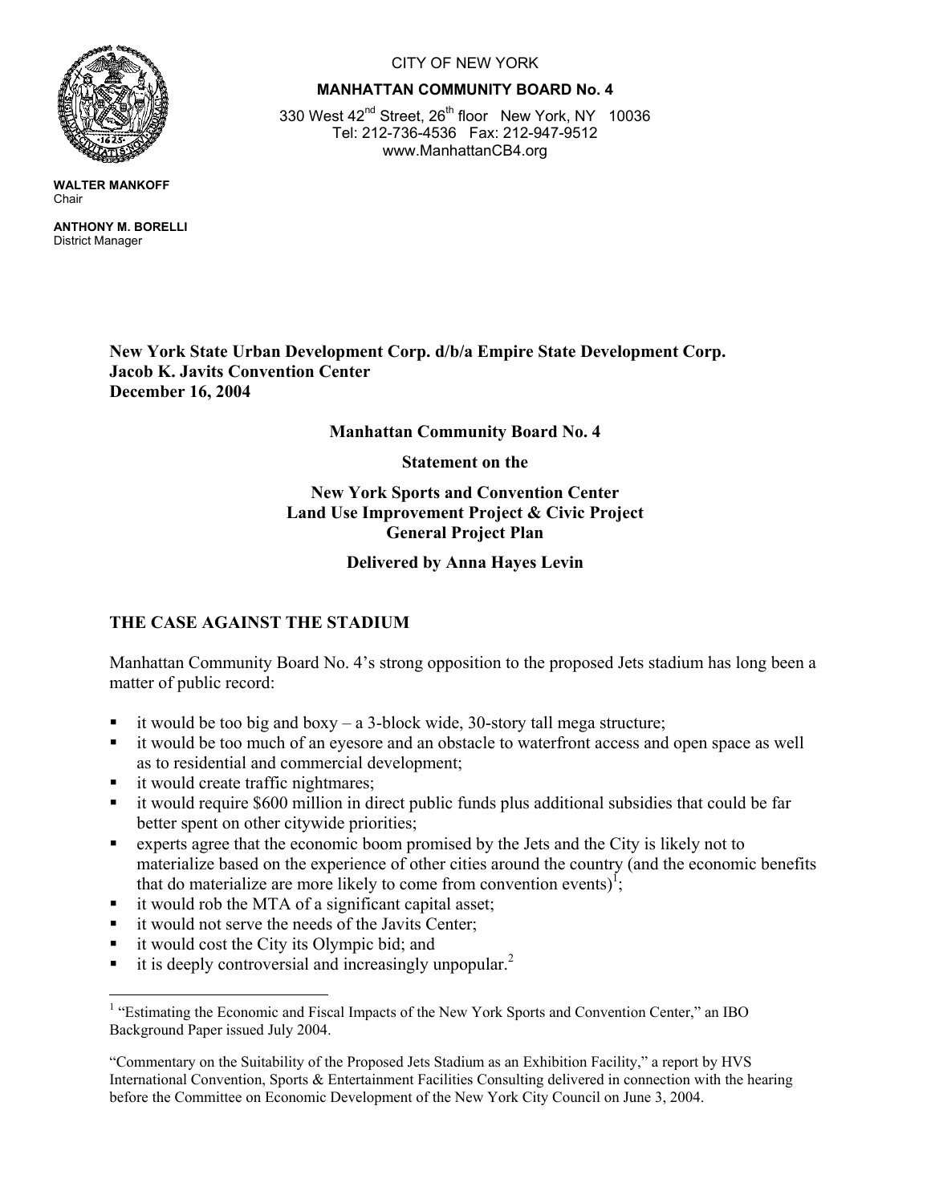CITY OF NEW YORK

**MANHATTAN COMMUNITY BOARD No. 4**

330 West 42nd Street, 26th floor New York, NY 10036
Tel: 212-736-4536 Fax: 212-947-9512
www.ManhattanCB4.org

**WALTER MANKOFF**
Chair

**ANTHONY M. BORELLI**
District Manager

**New York State Urban Development Corp. d/b/a Empire State Development Corp.**
**Jacob K. Javits Convention Center**
**December 16, 2004**

**Manhattan Community Board No. 4**

**Statement on the**

**New York Sports and Convention Center**
**Land Use Improvement Project & Civic Project**
**General Project Plan**

**Delivered by Anna Hayes Levin**

## THE CASE AGAINST THE STADIUM

Manhattan Community Board No. 4's strong opposition to the proposed Jets stadium has long been a matter of public record:

- it would be too big and boxy – a 3-block wide, 30-story tall mega structure;
- it would be too much of an eyesore and an obstacle to waterfront access and open space as well as to residential and commercial development;
- it would create traffic nightmares;
- it would require $600 million in direct public funds plus additional subsidies that could be far better spent on other citywide priorities;
- experts agree that the economic boom promised by the Jets and the City is likely not to materialize based on the experience of other cities around the country (and the economic benefits that do materialize are more likely to come from convention events)[1];
- it would rob the MTA of a significant capital asset;
- it would not serve the needs of the Javits Center;
- it would cost the City its Olympic bid; and
- it is deeply controversial and increasingly unpopular.[2]

---

[1] "Estimating the Economic and Fiscal Impacts of the New York Sports and Convention Center," an IBO Background Paper issued July 2004.

"Commentary on the Suitability of the Proposed Jets Stadium as an Exhibition Facility," a report by HVS International Convention, Sports & Entertainment Facilities Consulting delivered in connection with the hearing before the Committee on Economic Development of the New York City Council on June 3, 2004.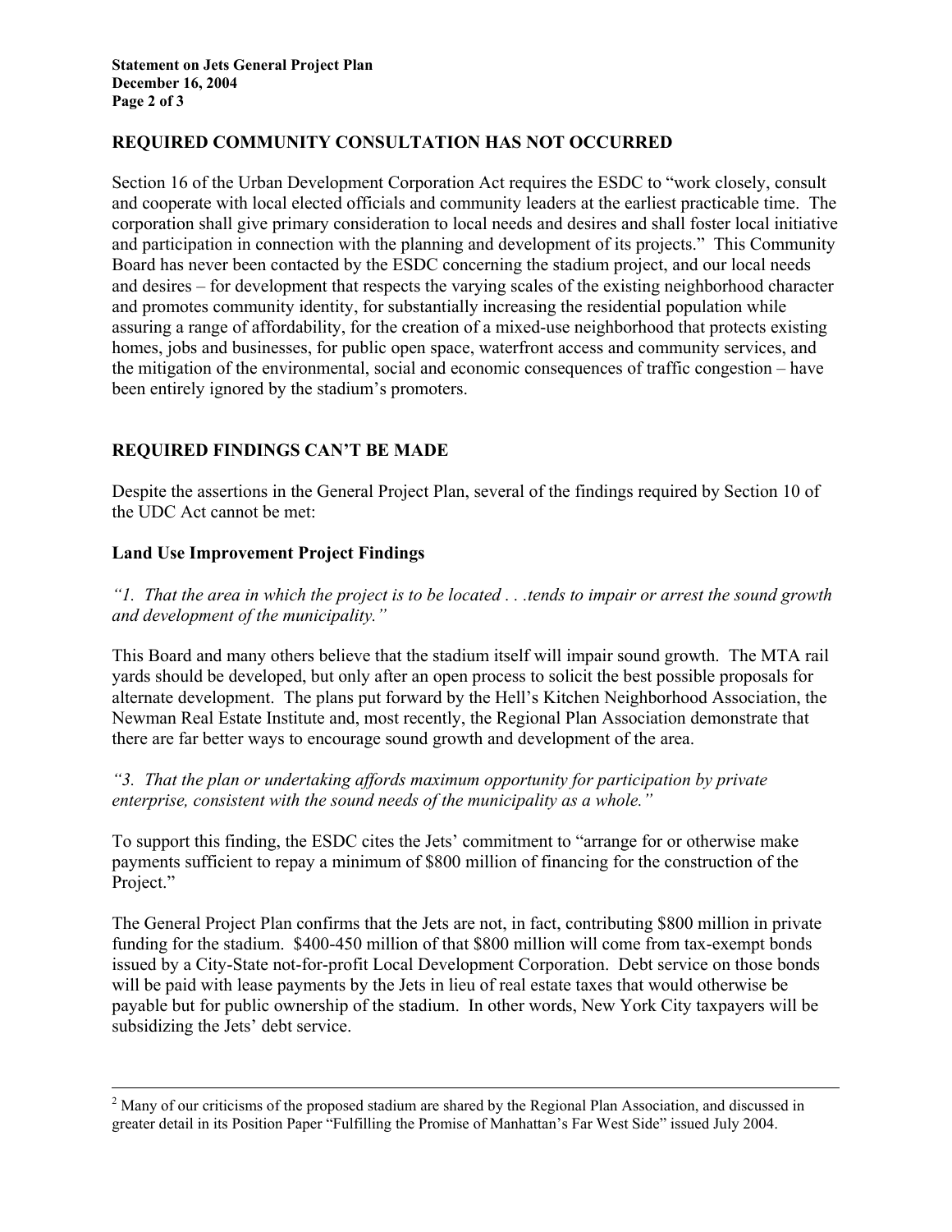## REQUIRED COMMUNITY CONSULTATION HAS NOT OCCURRED

Section 16 of the Urban Development Corporation Act requires the ESDC to "work closely, consult and cooperate with local elected officials and community leaders at the earliest practicable time. The corporation shall give primary consideration to local needs and desires and shall foster local initiative and participation in connection with the planning and development of its projects." This Community Board has never been contacted by the ESDC concerning the stadium project, and our local needs and desires – for development that respects the varying scales of the existing neighborhood character and promotes community identity, for substantially increasing the residential population while assuring a range of affordability, for the creation of a mixed-use neighborhood that protects existing homes, jobs and businesses, for public open space, waterfront access and community services, and the mitigation of the environmental, social and economic consequences of traffic congestion – have been entirely ignored by the stadium's promoters.

## REQUIRED FINDINGS CAN'T BE MADE

Despite the assertions in the General Project Plan, several of the findings required by Section 10 of the UDC Act cannot be met:

### Land Use Improvement Project Findings

*"1. That the area in which the project is to be located . . .tends to impair or arrest the sound growth and development of the municipality."*

This Board and many others believe that the stadium itself will impair sound growth. The MTA rail yards should be developed, but only after an open process to solicit the best possible proposals for alternate development. The plans put forward by the Hell's Kitchen Neighborhood Association, the Newman Real Estate Institute and, most recently, the Regional Plan Association demonstrate that there are far better ways to encourage sound growth and development of the area.

*"3. That the plan or undertaking affords maximum opportunity for participation by private enterprise, consistent with the sound needs of the municipality as a whole."*

To support this finding, the ESDC cites the Jets' commitment to "arrange for or otherwise make payments sufficient to repay a minimum of $800 million of financing for the construction of the Project."

The General Project Plan confirms that the Jets are not, in fact, contributing $800 million in private funding for the stadium. $400-450 million of that $800 million will come from tax-exempt bonds issued by a City-State not-for-profit Local Development Corporation. Debt service on those bonds will be paid with lease payments by the Jets in lieu of real estate taxes that would otherwise be payable but for public ownership of the stadium. In other words, New York City taxpayers will be subsidizing the Jets' debt service.

---

[2] Many of our criticisms of the proposed stadium are shared by the Regional Plan Association, and discussed in greater detail in its Position Paper "Fulfilling the Promise of Manhattan's Far West Side" issued July 2004.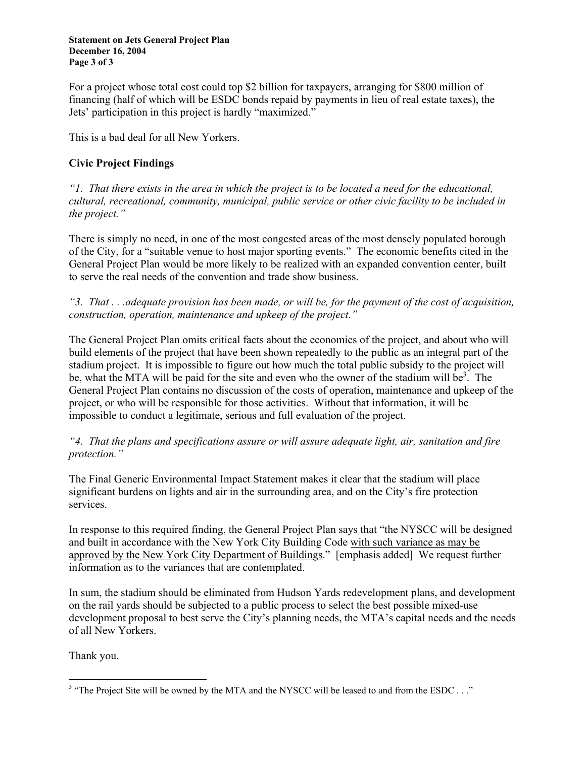For a project whose total cost could top $2 billion for taxpayers, arranging for $800 million of financing (half of which will be ESDC bonds repaid by payments in lieu of real estate taxes), the Jets' participation in this project is hardly "maximized."

This is a bad deal for all New Yorkers.

## Civic Project Findings

*"1. That there exists in the area in which the project is to be located a need for the educational, cultural, recreational, community, municipal, public service or other civic facility to be included in the project."*

There is simply no need, in one of the most congested areas of the most densely populated borough of the City, for a "suitable venue to host major sporting events." The economic benefits cited in the General Project Plan would be more likely to be realized with an expanded convention center, built to serve the real needs of the convention and trade show business.

*"3. That . . .adequate provision has been made, or will be, for the payment of the cost of acquisition, construction, operation, maintenance and upkeep of the project."*

The General Project Plan omits critical facts about the economics of the project, and about who will build elements of the project that have been shown repeatedly to the public as an integral part of the stadium project. It is impossible to figure out how much the total public subsidy to the project will be, what the MTA will be paid for the site and even who the owner of the stadium will be[3]. The General Project Plan contains no discussion of the costs of operation, maintenance and upkeep of the project, or who will be responsible for those activities. Without that information, it will be impossible to conduct a legitimate, serious and full evaluation of the project.

*"4. That the plans and specifications assure or will assure adequate light, air, sanitation and fire protection."*

The Final Generic Environmental Impact Statement makes it clear that the stadium will place significant burdens on lights and air in the surrounding area, and on the City's fire protection services.

In response to this required finding, the General Project Plan says that "the NYSCC will be designed and built in accordance with the New York City Building Code <u>with such variance as may be approved by the New York City Department of Buildings</u>." [emphasis added] We request further information as to the variances that are contemplated.

In sum, the stadium should be eliminated from Hudson Yards redevelopment plans, and development on the rail yards should be subjected to a public process to select the best possible mixed-use development proposal to best serve the City's planning needs, the MTA's capital needs and the needs of all New Yorkers.

Thank you.

---

[3] "The Project Site will be owned by the MTA and the NYSCC will be leased to and from the ESDC . . ."